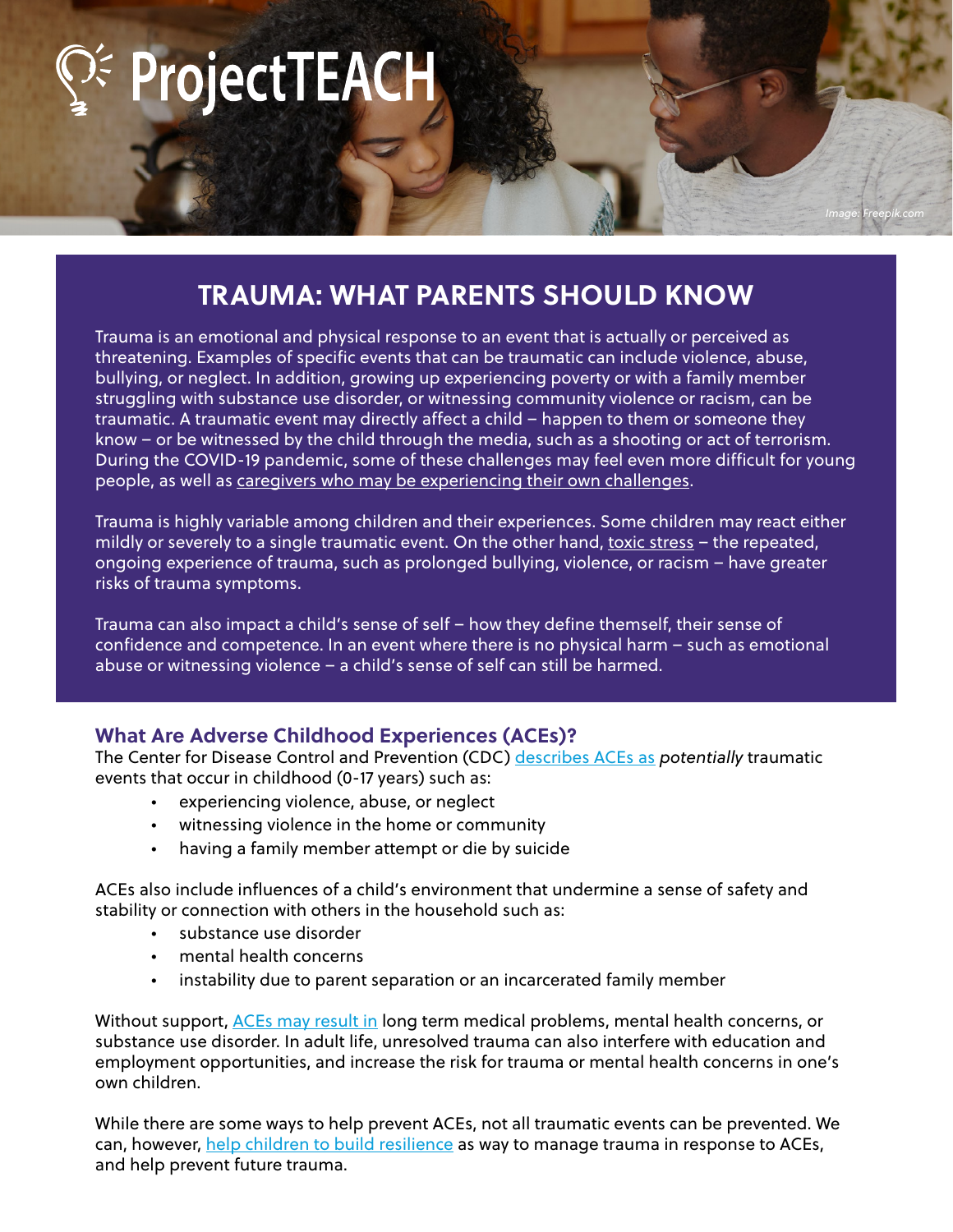ProjectTEACH

Image: Freepik.com

# TRAUMA: WHAT PARENTS SHOULD KNOW

Trauma is an emotional and physical response to an event that is actually or perceived as threatening. Examples of specific events that can be traumatic can include violence, abuse, bullying, or neglect. In addition, growing up experiencing poverty or with a family member struggling with substance use disorder, or witnessing community violence or racism, can be traumatic. A traumatic event may directly affect a child – happen to them or someone they know – or be witnessed by the child through the media, such as a shooting or act of terrorism. During the COVID-19 pandemic, some of these challenges may feel even more difficult for young people, as well as caregivers who may be experiencing their own challenges.

Trauma is highly variable among children and their experiences. Some children may react either mildly or severely to a single traumatic event. On the other hand, toxic stress – the repeated, ongoing experience of trauma, such as prolonged bullying, violence, or racism – have greater risks of trauma symptoms.

Trauma can also impact a child's sense of self – how they define themself, their sense of confidence and competence. In an event where there is no physical harm – such as emotional abuse or witnessing violence – a child's sense of self can still be harmed.

## What Are Adverse Childhood Experiences (ACEs)?

The Center for Disease Control and Prevention (CDC) describes ACEs as *potentially* traumatic events that occur in childhood (0-17 years) such as:

- experiencing violence, abuse, or neglect
- witnessing violence in the home or community
- having a family member attempt or die by suicide

ACEs also include influences of a child's environment that undermine a sense of safety and stability or connection with others in the household such as:

- substance use disorder
- mental health concerns
- instability due to parent separation or an incarcerated family member

Without support, ACEs may result in long term medical problems, mental health concerns, or substance use disorder. In adult life, unresolved trauma can also interfere with education and employment opportunities, and increase the risk for trauma or mental health concerns in one's own children.

While there are some ways to help prevent ACEs, not all traumatic events can be prevented. We can, however, help children to build resilience as way to manage trauma in response to ACEs, and help prevent future trauma.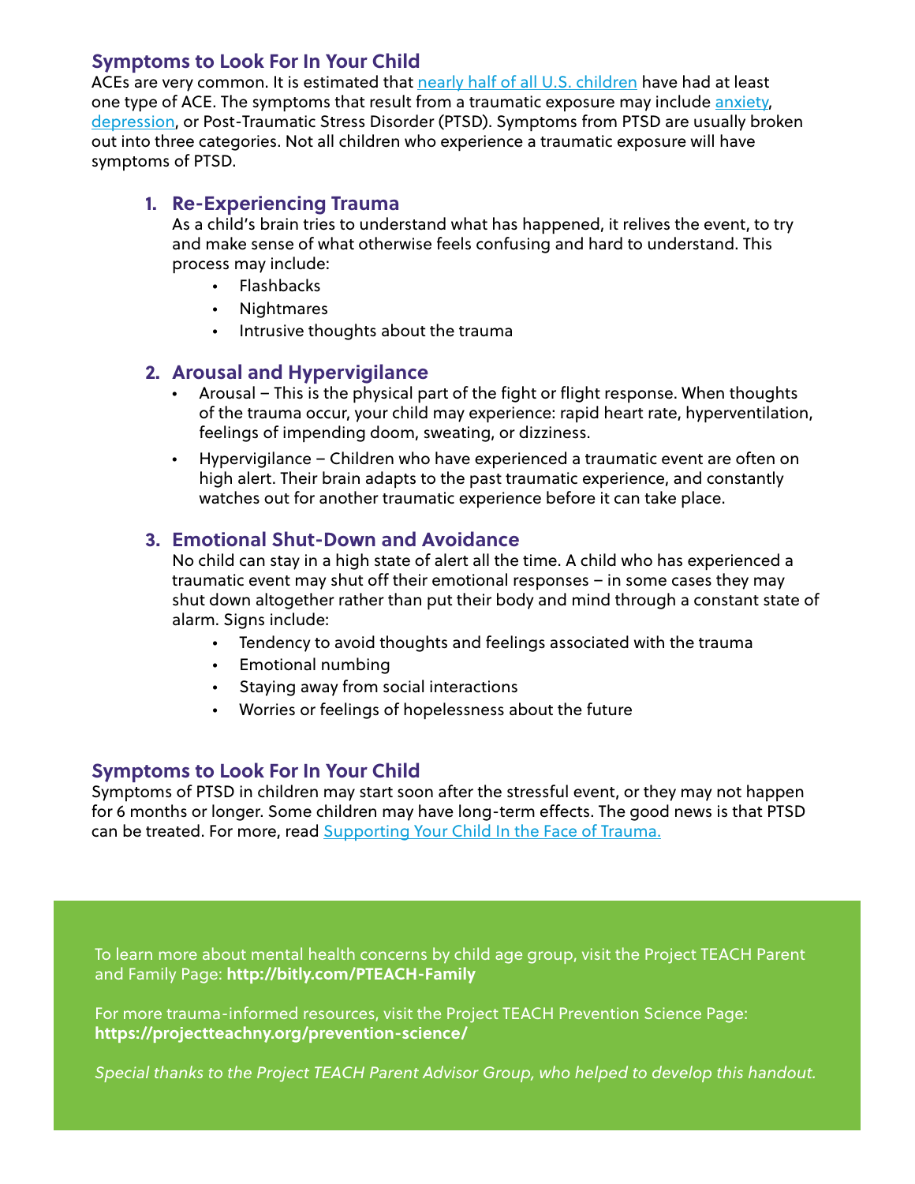## Symptoms to Look For In Your Child

ACEs are very common. It is estimated that nearly half of all U.S. children have had at least one type of ACE. The symptoms that result from a traumatic exposure may include anxiety, depression, or Post-Traumatic Stress Disorder (PTSD). Symptoms from PTSD are usually broken out into three categories. Not all children who experience a traumatic exposure will have symptoms of PTSD.

### 1. Re-Experiencing Trauma

As a child's brain tries to understand what has happened, it relives the event, to try and make sense of what otherwise feels confusing and hard to understand. This process may include:

- Flashbacks
- Nightmares
- Intrusive thoughts about the trauma

### 2. Arousal and Hypervigilance

- Arousal – This is the physical part of the fight or flight response. When thoughts of the trauma occur, your child may experience: rapid heart rate, hyperventilation, feelings of impending doom, sweating, or dizziness.
- Hypervigilance – Children who have experienced a traumatic event are often on high alert. Their brain adapts to the past traumatic experience, and constantly watches out for another traumatic experience before it can take place.

### 3. Emotional Shut-Down and Avoidance

No child can stay in a high state of alert all the time. A child who has experienced a traumatic event may shut off their emotional responses – in some cases they may shut down altogether rather than put their body and mind through a constant state of alarm. Signs include:

- Tendency to avoid thoughts and feelings associated with the trauma
- Emotional numbing
- Staying away from social interactions
- Worries or feelings of hopelessness about the future

## Symptoms to Look For In Your Child

Symptoms of PTSD in children may start soon after the stressful event, or they may not happen for 6 months or longer. Some children may have long-term effects. The good news is that PTSD can be treated. For more, read Supporting Your Child In the Face of Trauma.

To learn more about mental health concerns by child age group, visit the Project TEACH Parent and Family Page: **http://bitly.com/PTEACH-Family**

For more trauma-informed resources, visit the Project TEACH Prevention Science Page: **https://projectteachny.org/prevention-science/**

*Special thanks to the Project TEACH Parent Advisor Group, who helped to develop this handout.*